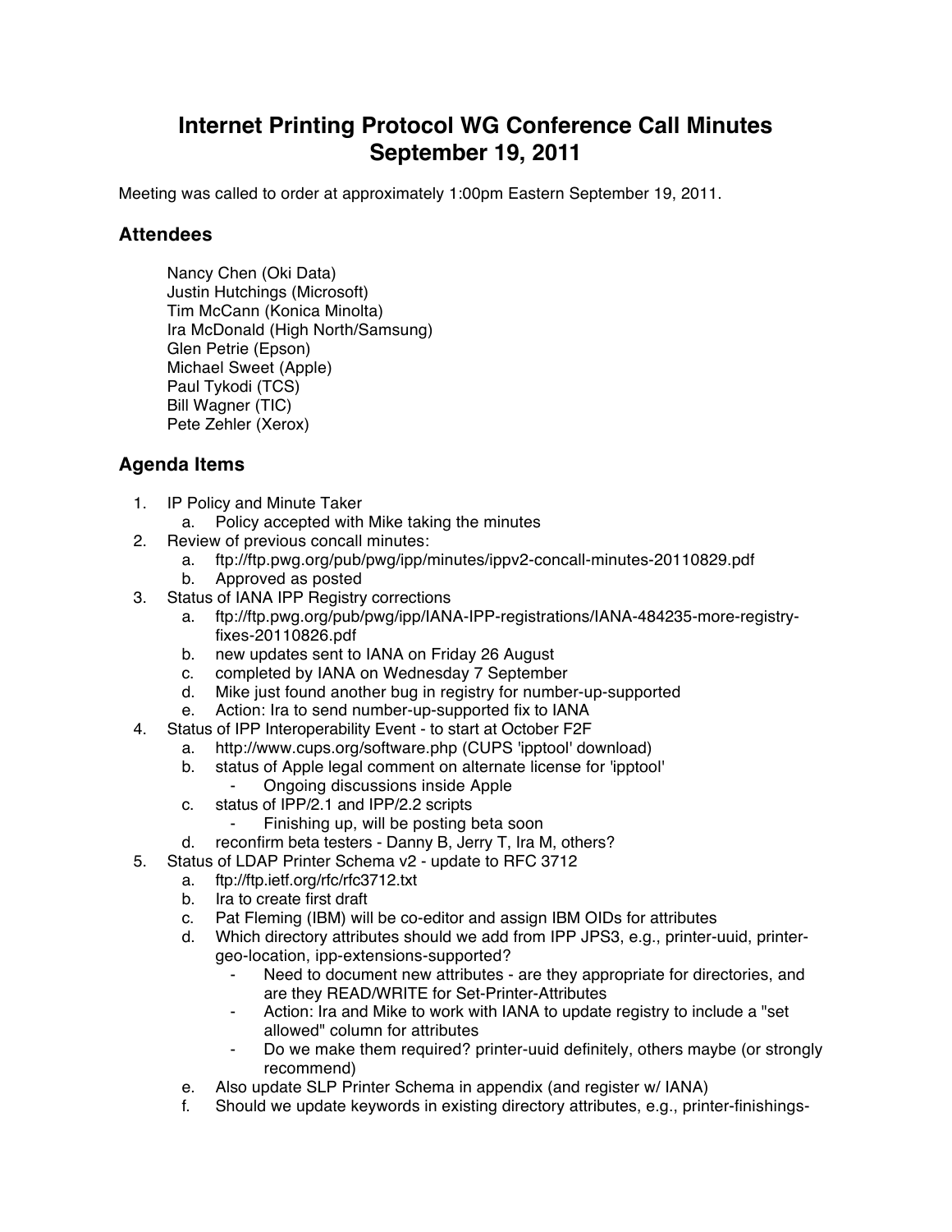# Internet Printing Protocol WG Conference Call Minutes
# September 19, 2011

Meeting was called to order at approximately 1:00pm Eastern September 19, 2011.

## Attendees

Nancy Chen (Oki Data)
Justin Hutchings (Microsoft)
Tim McCann (Konica Minolta)
Ira McDonald (High North/Samsung)
Glen Petrie (Epson)
Michael Sweet (Apple)
Paul Tykodi (TCS)
Bill Wagner (TIC)
Pete Zehler (Xerox)

## Agenda Items

1. IP Policy and Minute Taker
    a. Policy accepted with Mike taking the minutes
2. Review of previous concall minutes:
    a. ftp://ftp.pwg.org/pub/pwg/ipp/minutes/ippv2-concall-minutes-20110829.pdf
    b. Approved as posted
3. Status of IANA IPP Registry corrections
    a. ftp://ftp.pwg.org/pub/pwg/ipp/IANA-IPP-registrations/IANA-484235-more-registry-fixes-20110826.pdf
    b. new updates sent to IANA on Friday 26 August
    c. completed by IANA on Wednesday 7 September
    d. Mike just found another bug in registry for number-up-supported
    e. Action: Ira to send number-up-supported fix to IANA
4. Status of IPP Interoperability Event - to start at October F2F
    a. http://www.cups.org/software.php (CUPS 'ipptool' download)
    b. status of Apple legal comment on alternate license for 'ipptool'
        - Ongoing discussions inside Apple
    c. status of IPP/2.1 and IPP/2.2 scripts
        - Finishing up, will be posting beta soon
    d. reconfirm beta testers - Danny B, Jerry T, Ira M, others?
5. Status of LDAP Printer Schema v2 - update to RFC 3712
    a. ftp://ftp.ietf.org/rfc/rfc3712.txt
    b. Ira to create first draft
    c. Pat Fleming (IBM) will be co-editor and assign IBM OIDs for attributes
    d. Which directory attributes should we add from IPP JPS3, e.g., printer-uuid, printer-geo-location, ipp-extensions-supported?
        - Need to document new attributes - are they appropriate for directories, and are they READ/WRITE for Set-Printer-Attributes
        - Action: Ira and Mike to work with IANA to update registry to include a "set allowed" column for attributes
        - Do we make them required? printer-uuid definitely, others maybe (or strongly recommend)
    e. Also update SLP Printer Schema in appendix (and register w/ IANA)
    f. Should we update keywords in existing directory attributes, e.g., printer-finishings-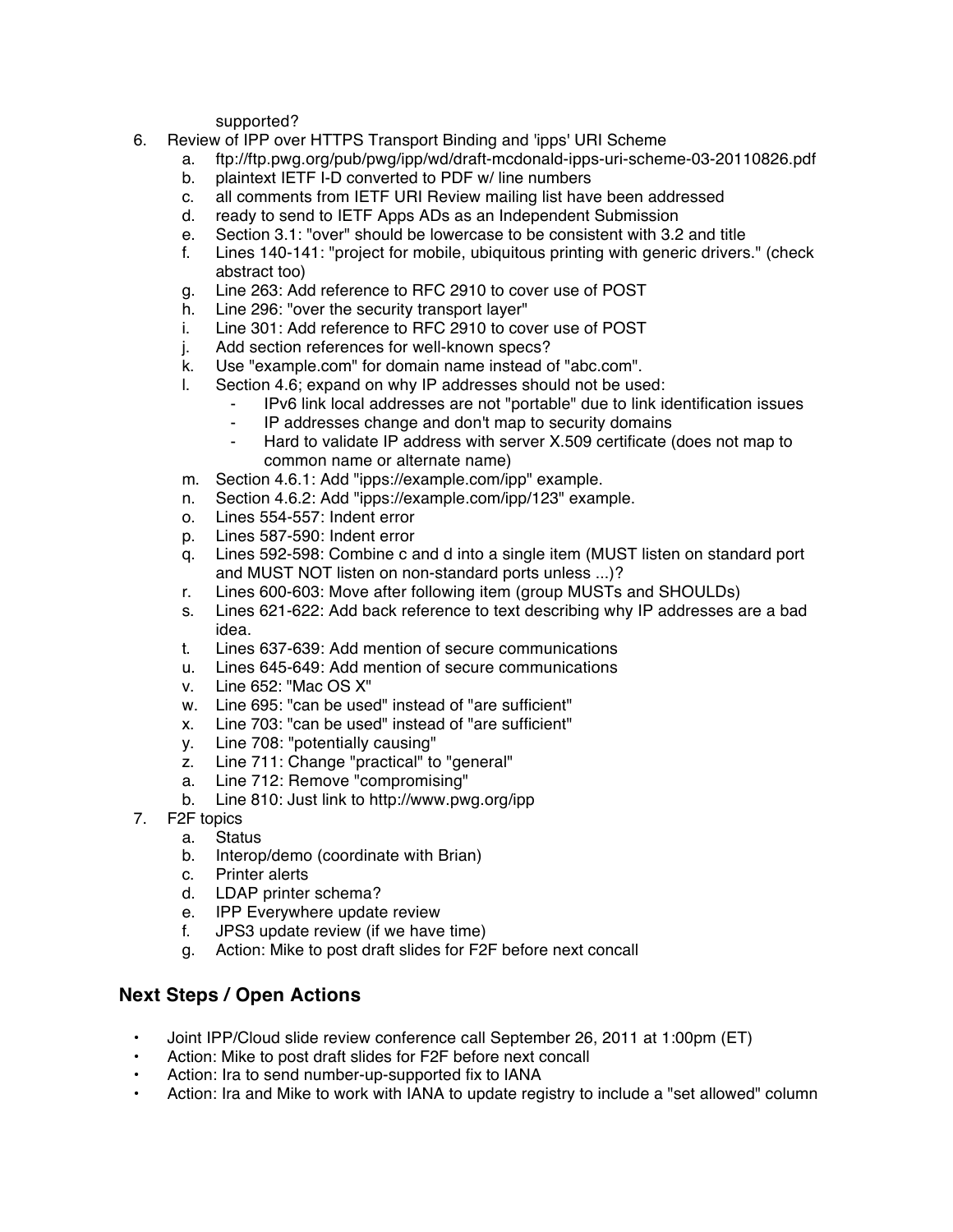supported?

6. Review of IPP over HTTPS Transport Binding and 'ipps' URI Scheme
    a. ftp://ftp.pwg.org/pub/pwg/ipp/wd/draft-mcdonald-ipps-uri-scheme-03-20110826.pdf
    b. plaintext IETF I-D converted to PDF w/ line numbers
    c. all comments from IETF URI Review mailing list have been addressed
    d. ready to send to IETF Apps ADs as an Independent Submission
    e. Section 3.1: "over" should be lowercase to be consistent with 3.2 and title
    f. Lines 140-141: "project for mobile, ubiquitous printing with generic drivers." (check abstract too)
    g. Line 263: Add reference to RFC 2910 to cover use of POST
    h. Line 296: "over the security transport layer"
    i. Line 301: Add reference to RFC 2910 to cover use of POST
    j. Add section references for well-known specs?
    k. Use "example.com" for domain name instead of "abc.com".
    l. Section 4.6; expand on why IP addresses should not be used:
        - IPv6 link local addresses are not "portable" due to link identification issues
        - IP addresses change and don't map to security domains
        - Hard to validate IP address with server X.509 certificate (does not map to common name or alternate name)
    m. Section 4.6.1: Add "ipps://example.com/ipp" example.
    n. Section 4.6.2: Add "ipps://example.com/ipp/123" example.
    o. Lines 554-557: Indent error
    p. Lines 587-590: Indent error
    q. Lines 592-598: Combine c and d into a single item (MUST listen on standard port and MUST NOT listen on non-standard ports unless ...)?
    r. Lines 600-603: Move after following item (group MUSTs and SHOULDs)
    s. Lines 621-622: Add back reference to text describing why IP addresses are a bad idea.
    t. Lines 637-639: Add mention of secure communications
    u. Lines 645-649: Add mention of secure communications
    v. Line 652: "Mac OS X"
    w. Line 695: "can be used" instead of "are sufficient"
    x. Line 703: "can be used" instead of "are sufficient"
    y. Line 708: "potentially causing"
    z. Line 711: Change "practical" to "general"
    a. Line 712: Remove "compromising"
    b. Line 810: Just link to http://www.pwg.org/ipp
7. F2F topics
    a. Status
    b. Interop/demo (coordinate with Brian)
    c. Printer alerts
    d. LDAP printer schema?
    e. IPP Everywhere update review
    f. JPS3 update review (if we have time)
    g. Action: Mike to post draft slides for F2F before next concall

## Next Steps / Open Actions

- Joint IPP/Cloud slide review conference call September 26, 2011 at 1:00pm (ET)
- Action: Mike to post draft slides for F2F before next concall
- Action: Ira to send number-up-supported fix to IANA
- Action: Ira and Mike to work with IANA to update registry to include a "set allowed" column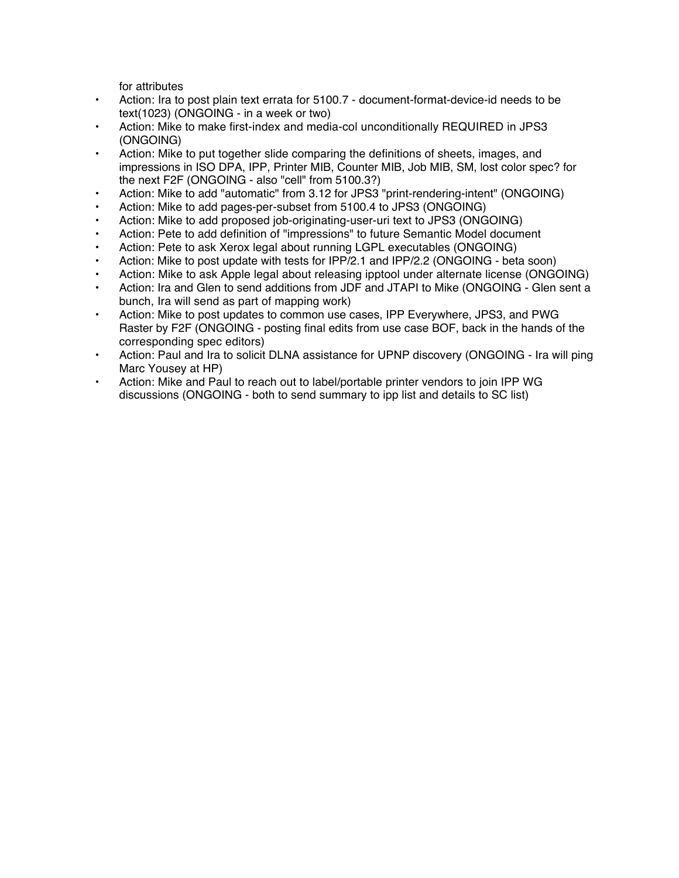for attributes

- Action: Ira to post plain text errata for 5100.7 - document-format-device-id needs to be text(1023) (ONGOING - in a week or two)
- Action: Mike to make first-index and media-col unconditionally REQUIRED in JPS3 (ONGOING)
- Action: Mike to put together slide comparing the definitions of sheets, images, and impressions in ISO DPA, IPP, Printer MIB, Counter MIB, Job MIB, SM, lost color spec? for the next F2F (ONGOING - also "cell" from 5100.3?)
- Action: Mike to add "automatic" from 3.12 for JPS3 "print-rendering-intent" (ONGOING)
- Action: Mike to add pages-per-subset from 5100.4 to JPS3 (ONGOING)
- Action: Mike to add proposed job-originating-user-uri text to JPS3 (ONGOING)
- Action: Pete to add definition of "impressions" to future Semantic Model document
- Action: Pete to ask Xerox legal about running LGPL executables (ONGOING)
- Action: Mike to post update with tests for IPP/2.1 and IPP/2.2 (ONGOING - beta soon)
- Action: Mike to ask Apple legal about releasing ipptool under alternate license (ONGOING)
- Action: Ira and Glen to send additions from JDF and JTAPI to Mike (ONGOING - Glen sent a bunch, Ira will send as part of mapping work)
- Action: Mike to post updates to common use cases, IPP Everywhere, JPS3, and PWG Raster by F2F (ONGOING - posting final edits from use case BOF, back in the hands of the corresponding spec editors)
- Action: Paul and Ira to solicit DLNA assistance for UPNP discovery (ONGOING - Ira will ping Marc Yousey at HP)
- Action: Mike and Paul to reach out to label/portable printer vendors to join IPP WG discussions (ONGOING - both to send summary to ipp list and details to SC list)